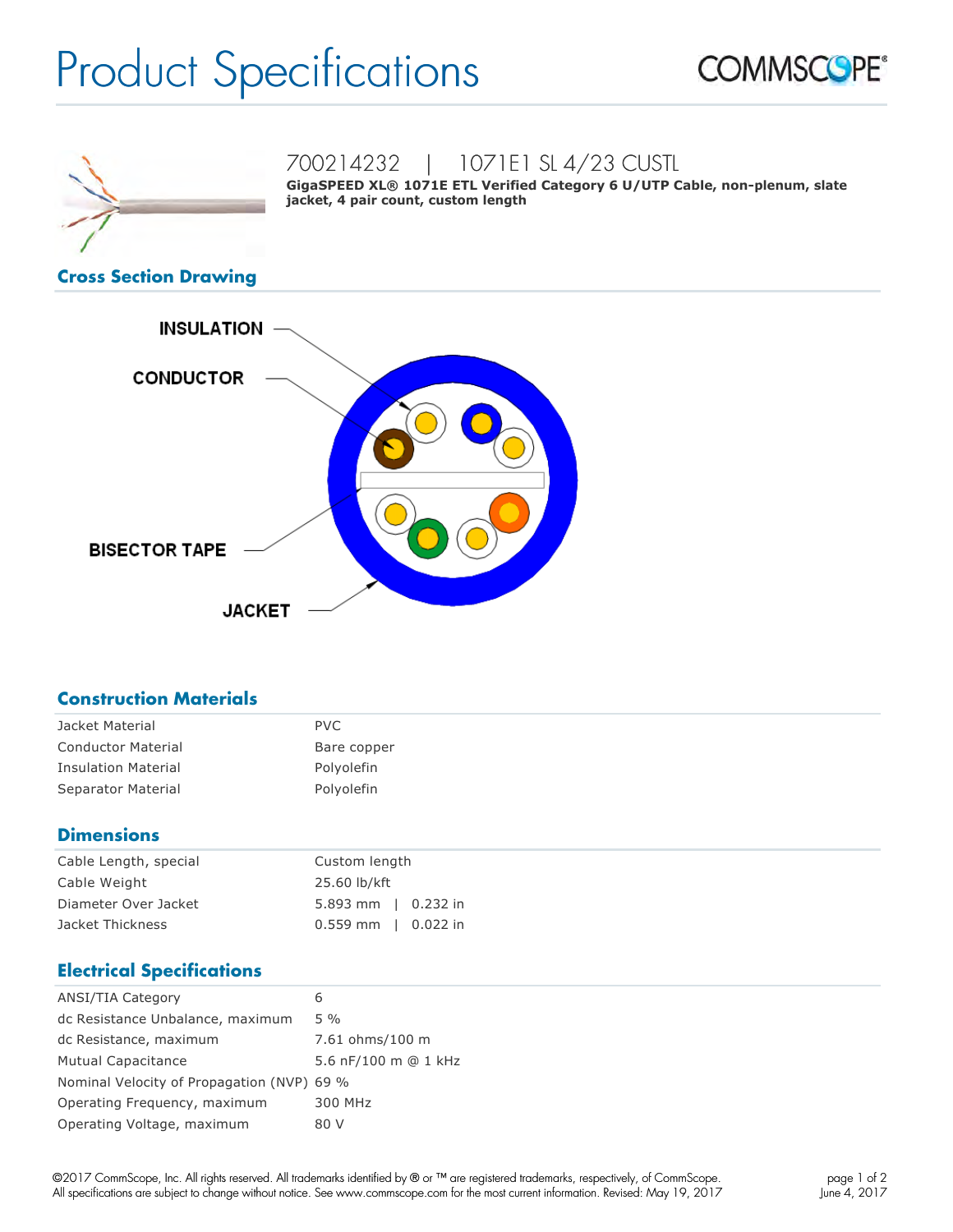# Product Specifications

COMMSCOPE®

## 700214232 | 1071E1 SL 4/23 CUSTL

**GigaSPEED XL® 1071E ETL Verified Category 6 U/UTP Cable, non-plenum, slate jacket, 4 pair count, custom length**

## Cross Section Drawing

INSULATION

CONDUCTOR

BISECTOR TAPE

JACKET

## Construction Materials

| | |
|---|---|
| Jacket Material | PVC |
| Conductor Material | Bare copper |
| Insulation Material | Polyolefin |
| Separator Material | Polyolefin |

## Dimensions

| | |
|---|---|
| Cable Length, special | Custom length |
| Cable Weight | 25.60 lb/kft |
| Diameter Over Jacket | 5.893 mm \| 0.232 in |
| Jacket Thickness | 0.559 mm \| 0.022 in |

## Electrical Specifications

| | |
|---|---|
| ANSI/TIA Category | 6 |
| dc Resistance Unbalance, maximum | 5 % |
| dc Resistance, maximum | 7.61 ohms/100 m |
| Mutual Capacitance | 5.6 nF/100 m @ 1 kHz |
| Nominal Velocity of Propagation (NVP) | 69 % |
| Operating Frequency, maximum | 300 MHz |
| Operating Voltage, maximum | 80 V |

©2017 CommScope, Inc. All rights reserved. All trademarks identified by ® or ™ are registered trademarks, respectively, of CommScope. All specifications are subject to change without notice. See www.commscope.com for the most current information. Revised: May 19, 2017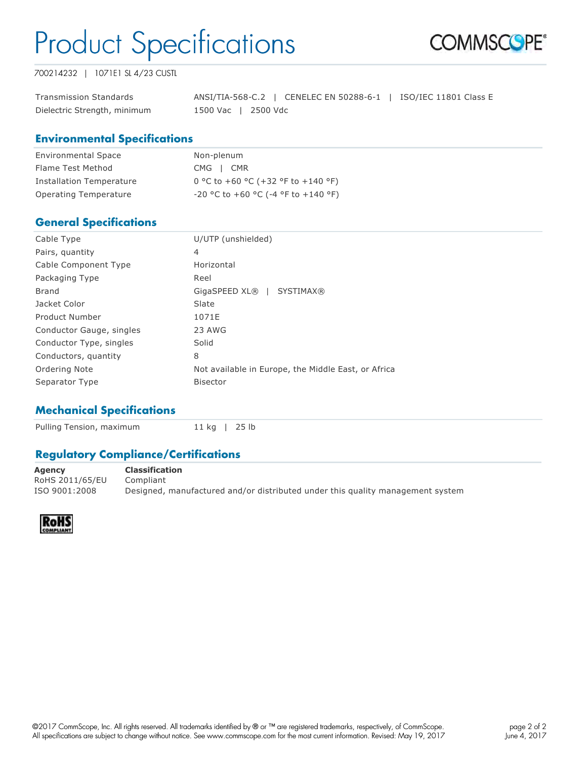# Product Specifications

700214232 | 1071E1 SL 4/23 CUSTL

| | |
|---|---|
| Transmission Standards | ANSI/TIA-568-C.2 \| CENELEC EN 50288-6-1 \| ISO/IEC 11801 Class E |
| Dielectric Strength, minimum | 1500 Vac \| 2500 Vdc |

## Environmental Specifications

| | |
|---|---|
| Environmental Space | Non-plenum |
| Flame Test Method | CMG \| CMR |
| Installation Temperature | 0 °C to +60 °C (+32 °F to +140 °F) |
| Operating Temperature | -20 °C to +60 °C (-4 °F to +140 °F) |

## General Specifications

| | |
|---|---|
| Cable Type | U/UTP (unshielded) |
| Pairs, quantity | 4 |
| Cable Component Type | Horizontal |
| Packaging Type | Reel |
| Brand | GigaSPEED XL® \| SYSTIMAX® |
| Jacket Color | Slate |
| Product Number | 1071E |
| Conductor Gauge, singles | 23 AWG |
| Conductor Type, singles | Solid |
| Conductors, quantity | 8 |
| Ordering Note | Not available in Europe, the Middle East, or Africa |
| Separator Type | Bisector |

## Mechanical Specifications

| | |
|---|---|
| Pulling Tension, maximum | 11 kg \| 25 lb |

## Regulatory Compliance/Certifications

| Agency | Classification |
|---|---|
| RoHS 2011/65/EU | Compliant |
| ISO 9001:2008 | Designed, manufactured and/or distributed under this quality management system |

©2017 CommScope, Inc. All rights reserved. All trademarks identified by ® or ™ are registered trademarks, respectively, of CommScope. All specifications are subject to change without notice. See www.commscope.com for the most current information. Revised: May 19, 2017